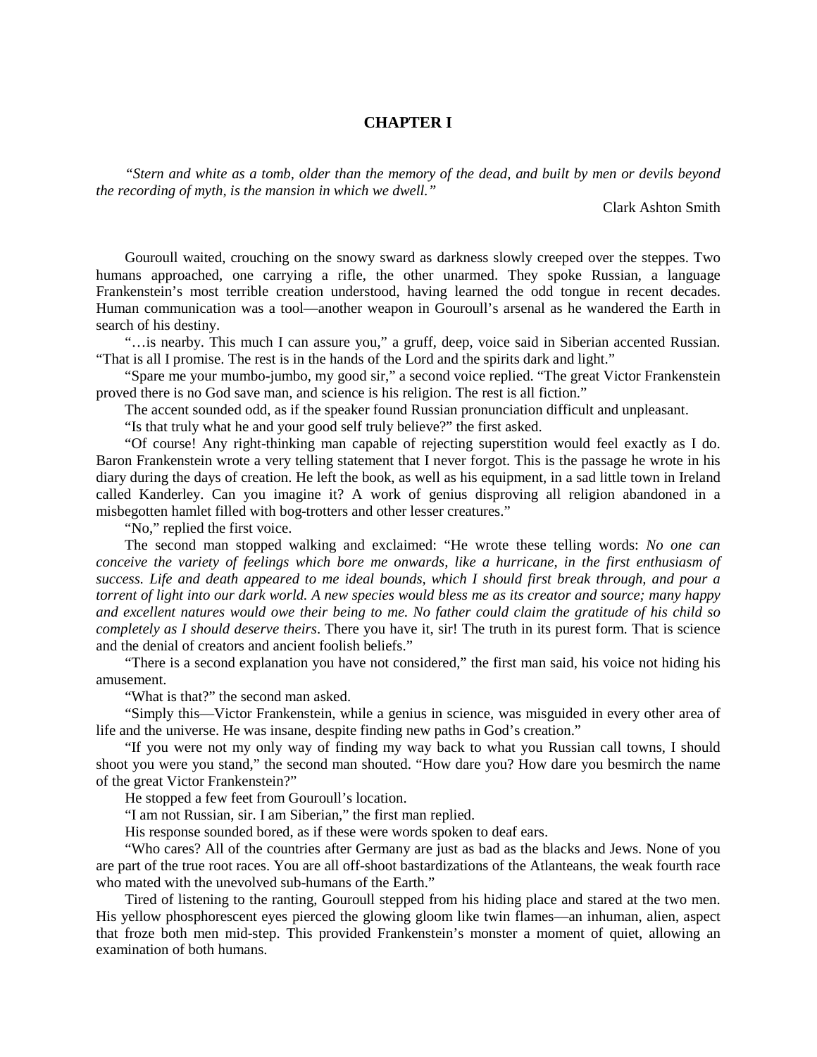# CHAPTER I

*"Stern and white as a tomb, older than the memory of the dead, and built by men or devils beyond the recording of myth, is the mansion in which we dwell."*

Clark Ashton Smith

Gouroull waited, crouching on the snowy sward as darkness slowly creeped over the steppes. Two humans approached, one carrying a rifle, the other unarmed. They spoke Russian, a language Frankenstein's most terrible creation understood, having learned the odd tongue in recent decades. Human communication was a tool—another weapon in Gouroull's arsenal as he wandered the Earth in search of his destiny.

"…is nearby. This much I can assure you," a gruff, deep, voice said in Siberian accented Russian. "That is all I promise. The rest is in the hands of the Lord and the spirits dark and light."

"Spare me your mumbo-jumbo, my good sir," a second voice replied. "The great Victor Frankenstein proved there is no God save man, and science is his religion. The rest is all fiction."

The accent sounded odd, as if the speaker found Russian pronunciation difficult and unpleasant.

"Is that truly what he and your good self truly believe?" the first asked.

"Of course! Any right-thinking man capable of rejecting superstition would feel exactly as I do. Baron Frankenstein wrote a very telling statement that I never forgot. This is the passage he wrote in his diary during the days of creation. He left the book, as well as his equipment, in a sad little town in Ireland called Kanderley. Can you imagine it? A work of genius disproving all religion abandoned in a misbegotten hamlet filled with bog-trotters and other lesser creatures."

"No," replied the first voice.

The second man stopped walking and exclaimed: "He wrote these telling words: *No one can conceive the variety of feelings which bore me onwards, like a hurricane, in the first enthusiasm of success. Life and death appeared to me ideal bounds, which I should first break through, and pour a torrent of light into our dark world. A new species would bless me as its creator and source; many happy and excellent natures would owe their being to me. No father could claim the gratitude of his child so completely as I should deserve theirs*. There you have it, sir! The truth in its purest form. That is science and the denial of creators and ancient foolish beliefs."

"There is a second explanation you have not considered," the first man said, his voice not hiding his amusement.

"What is that?" the second man asked.

"Simply this—Victor Frankenstein, while a genius in science, was misguided in every other area of life and the universe. He was insane, despite finding new paths in God's creation."

"If you were not my only way of finding my way back to what you Russian call towns, I should shoot you were you stand," the second man shouted. "How dare you? How dare you besmirch the name of the great Victor Frankenstein?"

He stopped a few feet from Gouroull's location.

"I am not Russian, sir. I am Siberian," the first man replied.

His response sounded bored, as if these were words spoken to deaf ears.

"Who cares? All of the countries after Germany are just as bad as the blacks and Jews. None of you are part of the true root races. You are all off-shoot bastardizations of the Atlanteans, the weak fourth race who mated with the unevolved sub-humans of the Earth."

Tired of listening to the ranting, Gouroull stepped from his hiding place and stared at the two men. His yellow phosphorescent eyes pierced the glowing gloom like twin flames—an inhuman, alien, aspect that froze both men mid-step. This provided Frankenstein's monster a moment of quiet, allowing an examination of both humans.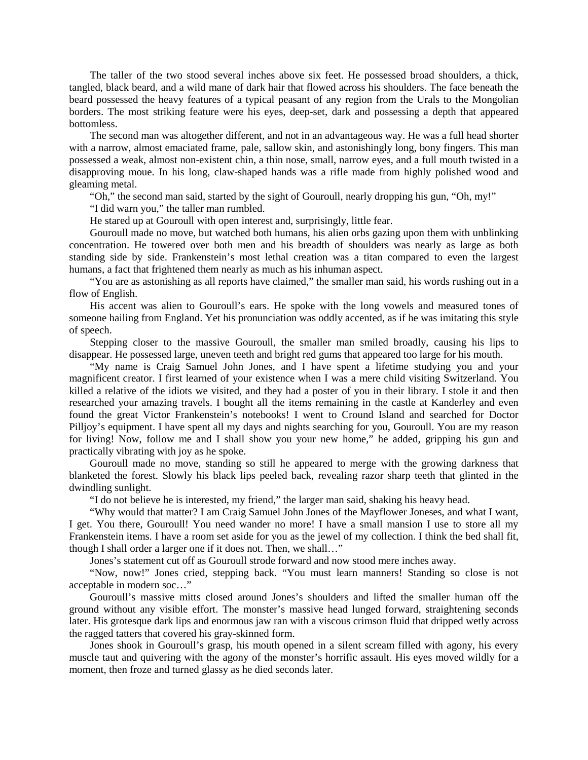The taller of the two stood several inches above six feet. He possessed broad shoulders, a thick, tangled, black beard, and a wild mane of dark hair that flowed across his shoulders. The face beneath the beard possessed the heavy features of a typical peasant of any region from the Urals to the Mongolian borders. The most striking feature were his eyes, deep-set, dark and possessing a depth that appeared bottomless.

The second man was altogether different, and not in an advantageous way. He was a full head shorter with a narrow, almost emaciated frame, pale, sallow skin, and astonishingly long, bony fingers. This man possessed a weak, almost non-existent chin, a thin nose, small, narrow eyes, and a full mouth twisted in a disapproving moue. In his long, claw-shaped hands was a rifle made from highly polished wood and gleaming metal.

"Oh," the second man said, started by the sight of Gouroull, nearly dropping his gun, "Oh, my!"

"I did warn you," the taller man rumbled.

He stared up at Gouroull with open interest and, surprisingly, little fear.

Gouroull made no move, but watched both humans, his alien orbs gazing upon them with unblinking concentration. He towered over both men and his breadth of shoulders was nearly as large as both standing side by side. Frankenstein's most lethal creation was a titan compared to even the largest humans, a fact that frightened them nearly as much as his inhuman aspect.

"You are as astonishing as all reports have claimed," the smaller man said, his words rushing out in a flow of English.

His accent was alien to Gouroull's ears. He spoke with the long vowels and measured tones of someone hailing from England. Yet his pronunciation was oddly accented, as if he was imitating this style of speech.

Stepping closer to the massive Gouroull, the smaller man smiled broadly, causing his lips to disappear. He possessed large, uneven teeth and bright red gums that appeared too large for his mouth.

"My name is Craig Samuel John Jones, and I have spent a lifetime studying you and your magnificent creator. I first learned of your existence when I was a mere child visiting Switzerland. You killed a relative of the idiots we visited, and they had a poster of you in their library. I stole it and then researched your amazing travels. I bought all the items remaining in the castle at Kanderley and even found the great Victor Frankenstein's notebooks! I went to Cround Island and searched for Doctor Pilljoy's equipment. I have spent all my days and nights searching for you, Gouroull. You are my reason for living! Now, follow me and I shall show you your new home," he added, gripping his gun and practically vibrating with joy as he spoke.

Gouroull made no move, standing so still he appeared to merge with the growing darkness that blanketed the forest. Slowly his black lips peeled back, revealing razor sharp teeth that glinted in the dwindling sunlight.

"I do not believe he is interested, my friend," the larger man said, shaking his heavy head.

"Why would that matter? I am Craig Samuel John Jones of the Mayflower Joneses, and what I want, I get. You there, Gouroull! You need wander no more! I have a small mansion I use to store all my Frankenstein items. I have a room set aside for you as the jewel of my collection. I think the bed shall fit, though I shall order a larger one if it does not. Then, we shall…"

Jones's statement cut off as Gouroull strode forward and now stood mere inches away.

"Now, now!" Jones cried, stepping back. "You must learn manners! Standing so close is not acceptable in modern soc…"

Gouroull's massive mitts closed around Jones's shoulders and lifted the smaller human off the ground without any visible effort. The monster's massive head lunged forward, straightening seconds later. His grotesque dark lips and enormous jaw ran with a viscous crimson fluid that dripped wetly across the ragged tatters that covered his gray-skinned form.

Jones shook in Gouroull's grasp, his mouth opened in a silent scream filled with agony, his every muscle taut and quivering with the agony of the monster's horrific assault. His eyes moved wildly for a moment, then froze and turned glassy as he died seconds later.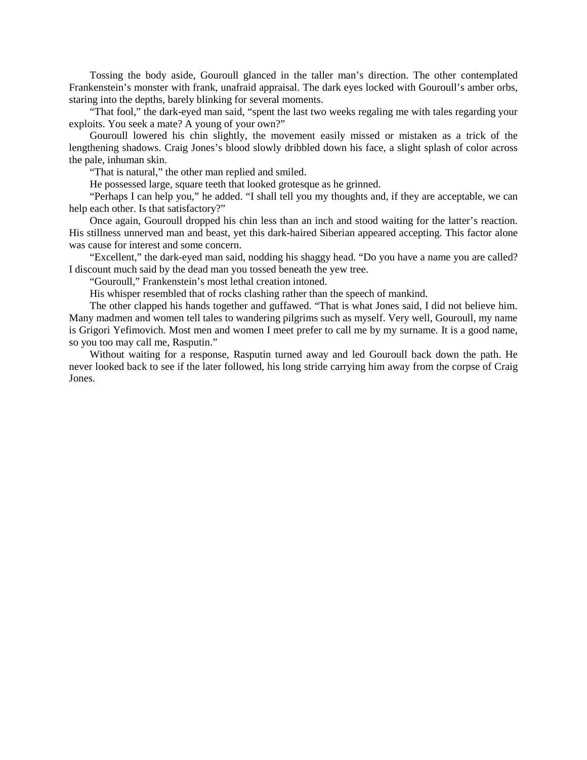Tossing the body aside, Gouroull glanced in the taller man's direction. The other contemplated Frankenstein's monster with frank, unafraid appraisal. The dark eyes locked with Gouroull's amber orbs, staring into the depths, barely blinking for several moments.

"That fool," the dark-eyed man said, "spent the last two weeks regaling me with tales regarding your exploits. You seek a mate? A young of your own?"

Gouroull lowered his chin slightly, the movement easily missed or mistaken as a trick of the lengthening shadows. Craig Jones's blood slowly dribbled down his face, a slight splash of color across the pale, inhuman skin.

"That is natural," the other man replied and smiled.

He possessed large, square teeth that looked grotesque as he grinned.

"Perhaps I can help you," he added. "I shall tell you my thoughts and, if they are acceptable, we can help each other. Is that satisfactory?"

Once again, Gouroull dropped his chin less than an inch and stood waiting for the latter's reaction. His stillness unnerved man and beast, yet this dark-haired Siberian appeared accepting. This factor alone was cause for interest and some concern.

"Excellent," the dark-eyed man said, nodding his shaggy head. "Do you have a name you are called? I discount much said by the dead man you tossed beneath the yew tree.

"Gouroull," Frankenstein's most lethal creation intoned.

His whisper resembled that of rocks clashing rather than the speech of mankind.

The other clapped his hands together and guffawed. "That is what Jones said, I did not believe him. Many madmen and women tell tales to wandering pilgrims such as myself. Very well, Gouroull, my name is Grigori Yefimovich. Most men and women I meet prefer to call me by my surname. It is a good name, so you too may call me, Rasputin."

Without waiting for a response, Rasputin turned away and led Gouroull back down the path. He never looked back to see if the later followed, his long stride carrying him away from the corpse of Craig Jones.